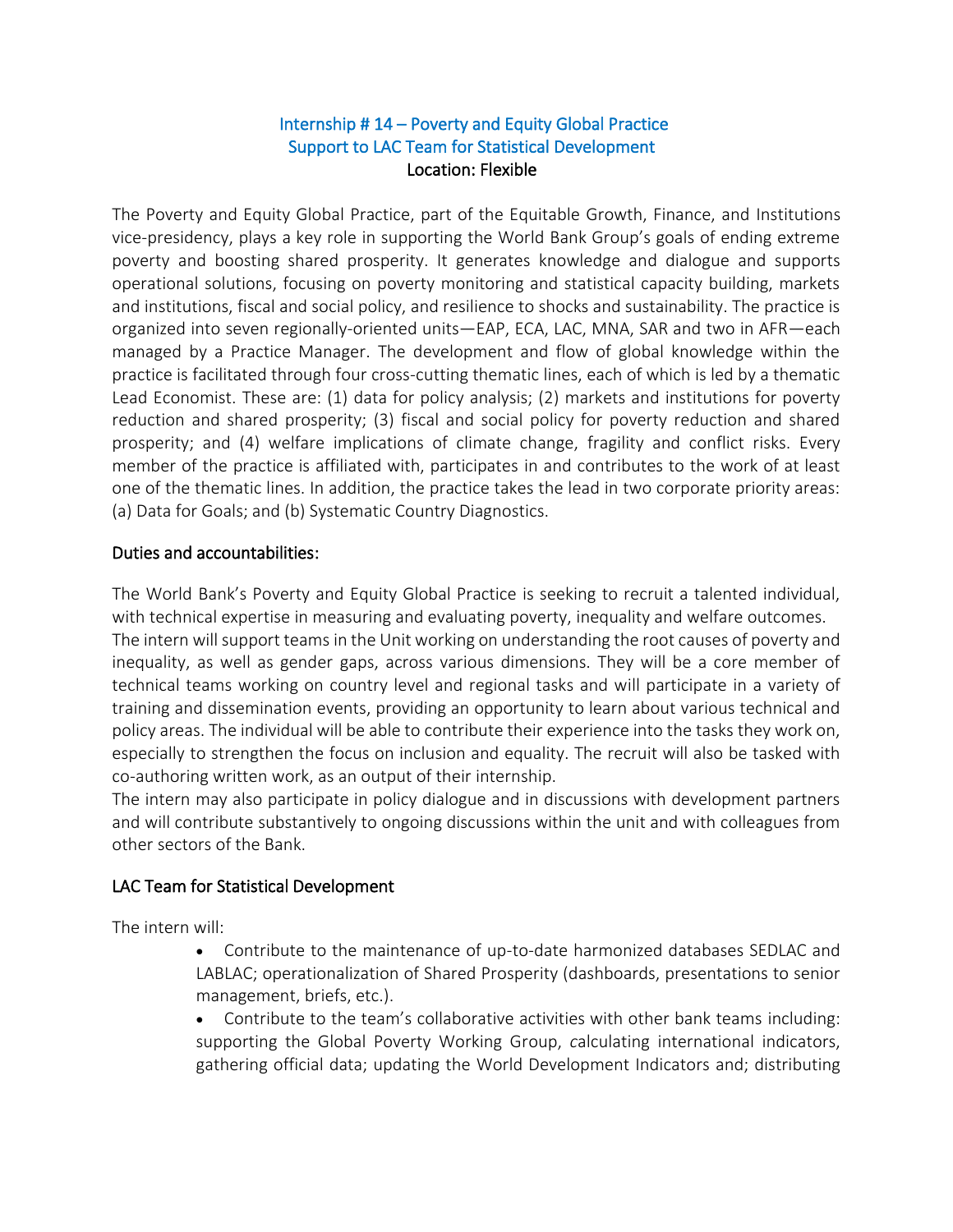# Internship # 14 – Poverty and Equity Global Practice
## Support to LAC Team for Statistical Development
**Location: Flexible**

The Poverty and Equity Global Practice, part of the Equitable Growth, Finance, and Institutions vice-presidency, plays a key role in supporting the World Bank Group's goals of ending extreme poverty and boosting shared prosperity. It generates knowledge and dialogue and supports operational solutions, focusing on poverty monitoring and statistical capacity building, markets and institutions, fiscal and social policy, and resilience to shocks and sustainability. The practice is organized into seven regionally-oriented units—EAP, ECA, LAC, MNA, SAR and two in AFR—each managed by a Practice Manager. The development and flow of global knowledge within the practice is facilitated through four cross-cutting thematic lines, each of which is led by a thematic Lead Economist. These are: (1) data for policy analysis; (2) markets and institutions for poverty reduction and shared prosperity; (3) fiscal and social policy for poverty reduction and shared prosperity; and (4) welfare implications of climate change, fragility and conflict risks. Every member of the practice is affiliated with, participates in and contributes to the work of at least one of the thematic lines. In addition, the practice takes the lead in two corporate priority areas: (a) Data for Goals; and (b) Systematic Country Diagnostics.

### Duties and accountabilities:

The World Bank's Poverty and Equity Global Practice is seeking to recruit a talented individual, with technical expertise in measuring and evaluating poverty, inequality and welfare outcomes. The intern will support teams in the Unit working on understanding the root causes of poverty and inequality, as well as gender gaps, across various dimensions. They will be a core member of technical teams working on country level and regional tasks and will participate in a variety of training and dissemination events, providing an opportunity to learn about various technical and policy areas. The individual will be able to contribute their experience into the tasks they work on, especially to strengthen the focus on inclusion and equality. The recruit will also be tasked with co-authoring written work, as an output of their internship.
The intern may also participate in policy dialogue and in discussions with development partners and will contribute substantively to ongoing discussions within the unit and with colleagues from other sectors of the Bank.

### LAC Team for Statistical Development

The intern will:

- Contribute to the maintenance of up-to-date harmonized databases SEDLAC and LABLAC; operationalization of Shared Prosperity (dashboards, presentations to senior management, briefs, etc.).
- Contribute to the team's collaborative activities with other bank teams including: supporting the Global Poverty Working Group, calculating international indicators, gathering official data; updating the World Development Indicators and; distributing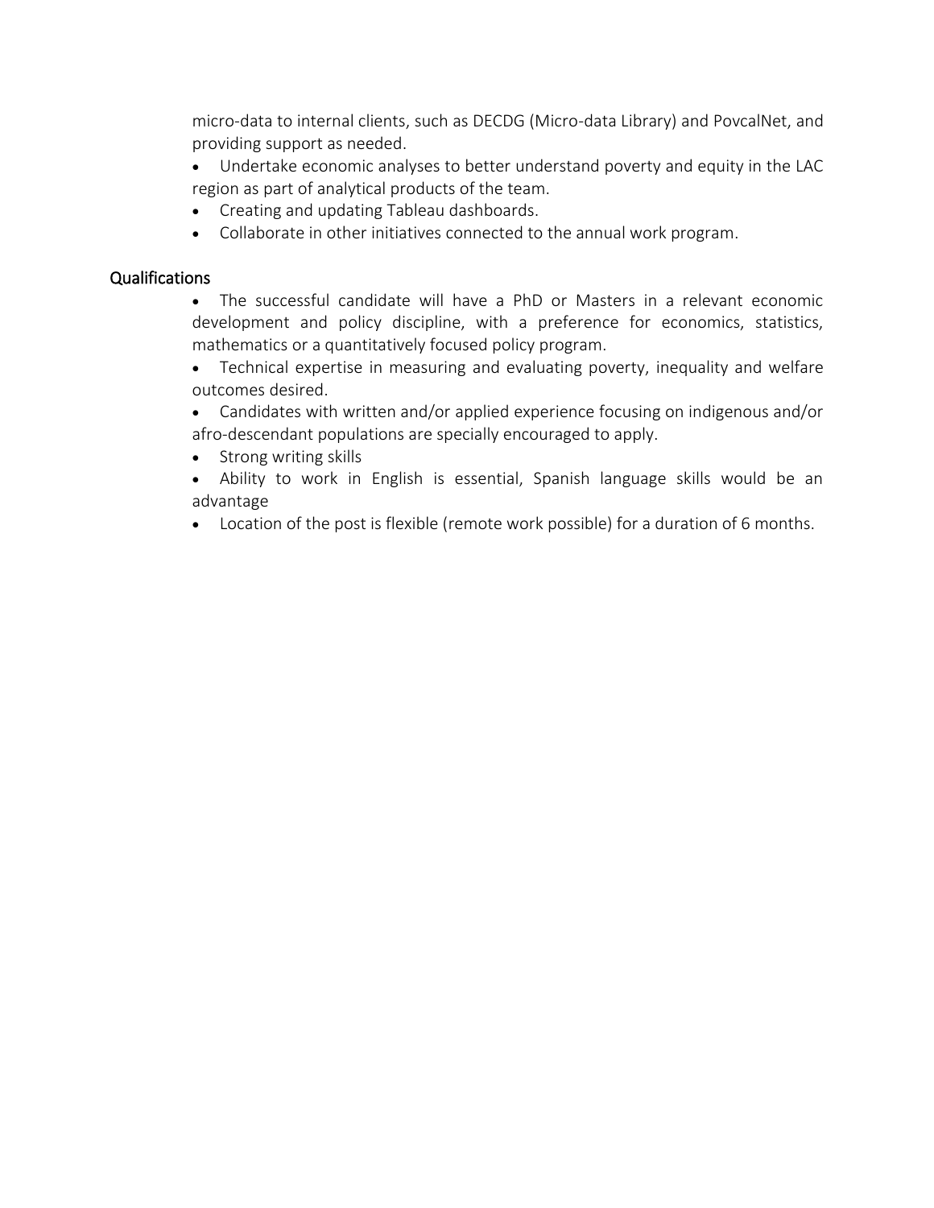micro-data to internal clients, such as DECDG (Micro-data Library) and PovcalNet, and providing support as needed.

- Undertake economic analyses to better understand poverty and equity in the LAC region as part of analytical products of the team.
- Creating and updating Tableau dashboards.
- Collaborate in other initiatives connected to the annual work program.

## Qualifications

- The successful candidate will have a PhD or Masters in a relevant economic development and policy discipline, with a preference for economics, statistics, mathematics or a quantitatively focused policy program.
- Technical expertise in measuring and evaluating poverty, inequality and welfare outcomes desired.
- Candidates with written and/or applied experience focusing on indigenous and/or afro-descendant populations are specially encouraged to apply.
- Strong writing skills
- Ability to work in English is essential, Spanish language skills would be an advantage
- Location of the post is flexible (remote work possible) for a duration of 6 months.